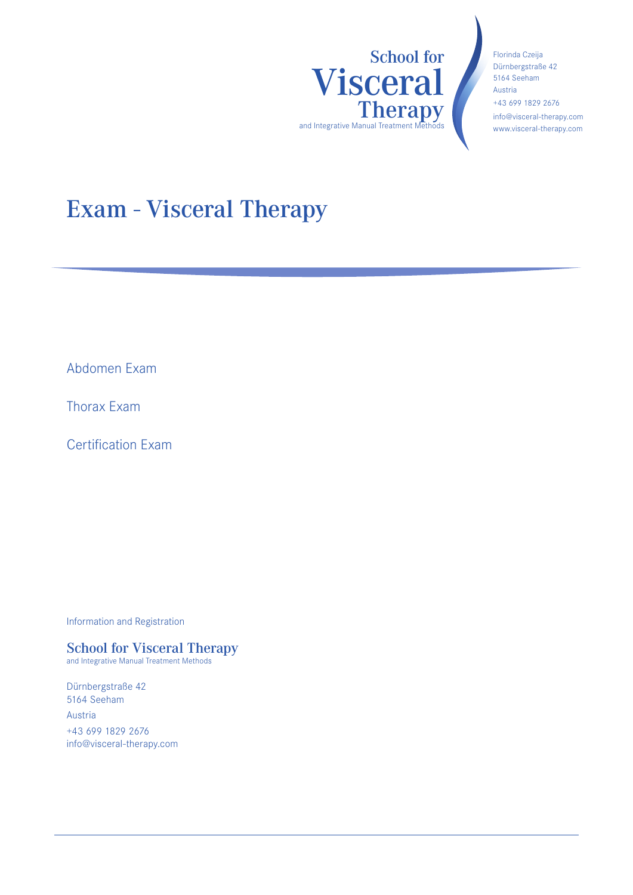School for
Visceral
Therapy
and Integrative Manual Treatment Methods

Florinda Czeija
Dürnbergstraße 42
5164 Seeham
Austria
+43 699 1829 2676
info@visceral-therapy.com
www.visceral-therapy.com

# Exam - Visceral Therapy

Abdomen Exam

Thorax Exam

Certification Exam

Information and Registration

**School for Visceral Therapy**
and Integrative Manual Treatment Methods

Dürnbergstraße 42
5164 Seeham
Austria
+43 699 1829 2676
info@visceral-therapy.com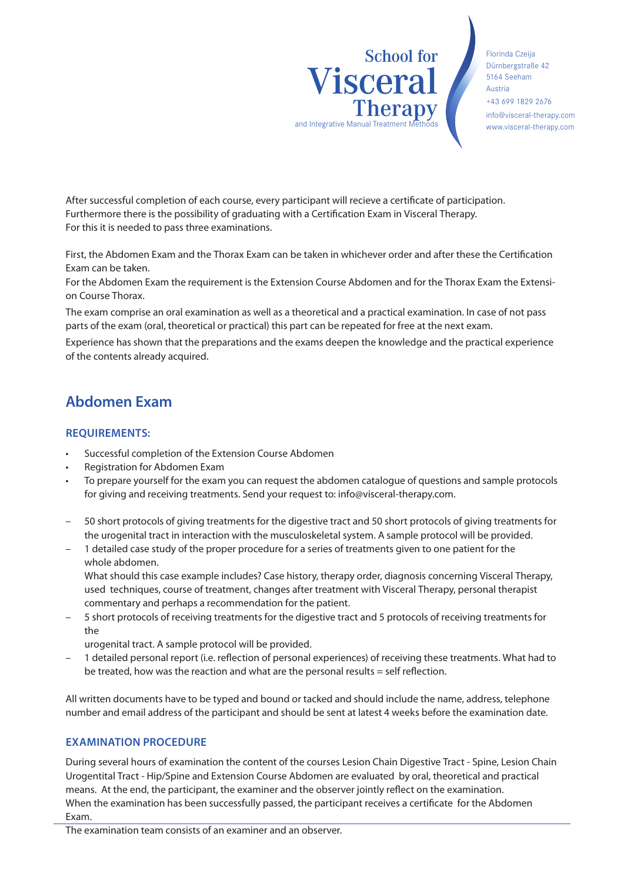After successful completion of each course, every participant will recieve a certificate of participation.
Furthermore there is the possibility of graduating with a Certification Exam in Visceral Therapy.
For this it is needed to pass three examinations.

First, the Abdomen Exam and the Thorax Exam can be taken in whichever order and after these the Certification Exam can be taken.

For the Abdomen Exam the requirement is the Extension Course Abdomen and for the Thorax Exam the Extension Course Thorax.

The exam comprise an oral examination as well as a theoretical and a practical examination. In case of not pass parts of the exam (oral, theoretical or practical) this part can be repeated for free at the next exam.

Experience has shown that the preparations and the exams deepen the knowledge and the practical experience of the contents already acquired.

## Abdomen Exam

### REQUIREMENTS:

- Successful completion of the Extension Course Abdomen
- Registration for Abdomen Exam
- To prepare yourself for the exam you can request the abdomen catalogue of questions and sample protocols for giving and receiving treatments. Send your request to: info@visceral-therapy.com.

- 50 short protocols of giving treatments for the digestive tract and 50 short protocols of giving treatments for the urogenital tract in interaction with the musculoskeletal system. A sample protocol will be provided.
- 1 detailed case study of the proper procedure for a series of treatments given to one patient for the whole abdomen.
  What should this case example includes? Case history, therapy order, diagnosis concerning Visceral Therapy, used techniques, course of treatment, changes after treatment with Visceral Therapy, personal therapist commentary and perhaps a recommendation for the patient.
- 5 short protocols of receiving treatments for the digestive tract and 5 protocols of receiving treatments for the urogenital tract. A sample protocol will be provided.
- 1 detailed personal report (i.e. reflection of personal experiences) of receiving these treatments. What had to be treated, how was the reaction and what are the personal results = self reflection.

All written documents have to be typed and bound or tacked and should include the name, address, telephone number and email address of the participant and should be sent at latest 4 weeks before the examination date.

### EXAMINATION PROCEDURE

During several hours of examination the content of the courses Lesion Chain Digestive Tract - Spine, Lesion Chain Urogentital Tract - Hip/Spine and Extension Course Abdomen are evaluated by oral, theoretical and practical means. At the end, the participant, the examiner and the observer jointly reflect on the examination.
When the examination has been successfully passed, the participant receives a certificate for the Abdomen Exam.
The examination team consists of an examiner and an observer.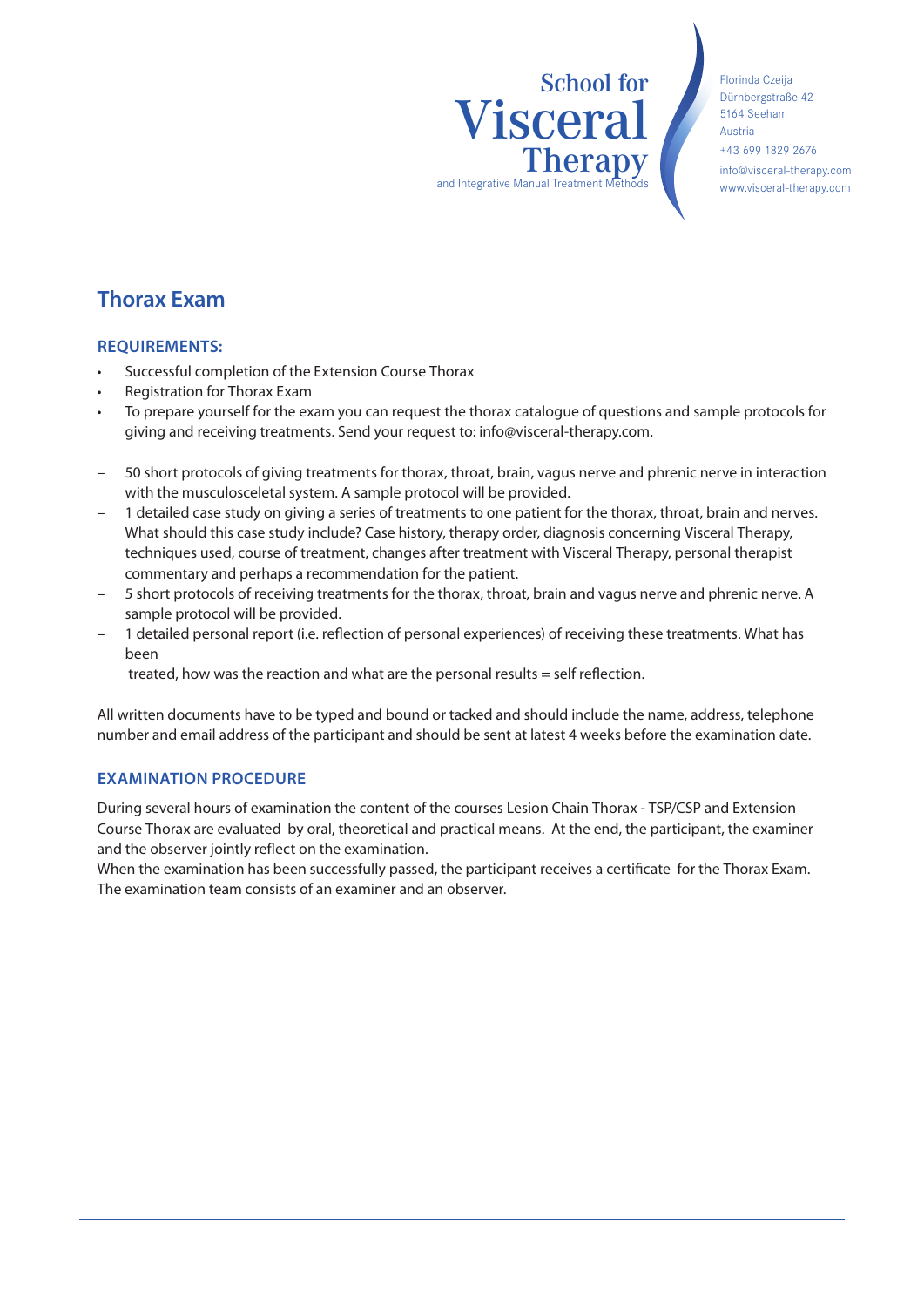School for
# Visceral
Therapy
and Integrative Manual Treatment Methods

Florinda Czeija
Dürnbergstraße 42
5164 Seeham
Austria
+43 699 1829 2676
info@visceral-therapy.com
www.visceral-therapy.com

## Thorax Exam

### REQUIREMENTS:

- Successful completion of the Extension Course Thorax
- Registration for Thorax Exam
- To prepare yourself for the exam you can request the thorax catalogue of questions and sample protocols for giving and receiving treatments. Send your request to: info@visceral-therapy.com.

- 50 short protocols of giving treatments for thorax, throat, brain, vagus nerve and phrenic nerve in interaction with the musculosceletal system. A sample protocol will be provided.
- 1 detailed case study on giving a series of treatments to one patient for the thorax, throat, brain and nerves. What should this case study include? Case history, therapy order, diagnosis concerning Visceral Therapy, techniques used, course of treatment, changes after treatment with Visceral Therapy, personal therapist commentary and perhaps a recommendation for the patient.
- 5 short protocols of receiving treatments for the thorax, throat, brain and vagus nerve and phrenic nerve. A sample protocol will be provided.
- 1 detailed personal report (i.e. reflection of personal experiences) of receiving these treatments. What has been
  treated, how was the reaction and what are the personal results = self reflection.

All written documents have to be typed and bound or tacked and should include the name, address, telephone number and email address of the participant and should be sent at latest 4 weeks before the examination date.

### EXAMINATION PROCEDURE

During several hours of examination the content of the courses Lesion Chain Thorax - TSP/CSP and Extension Course Thorax are evaluated by oral, theoretical and practical means. At the end, the participant, the examiner and the observer jointly reflect on the examination.
When the examination has been successfully passed, the participant receives a certificate for the Thorax Exam.
The examination team consists of an examiner and an observer.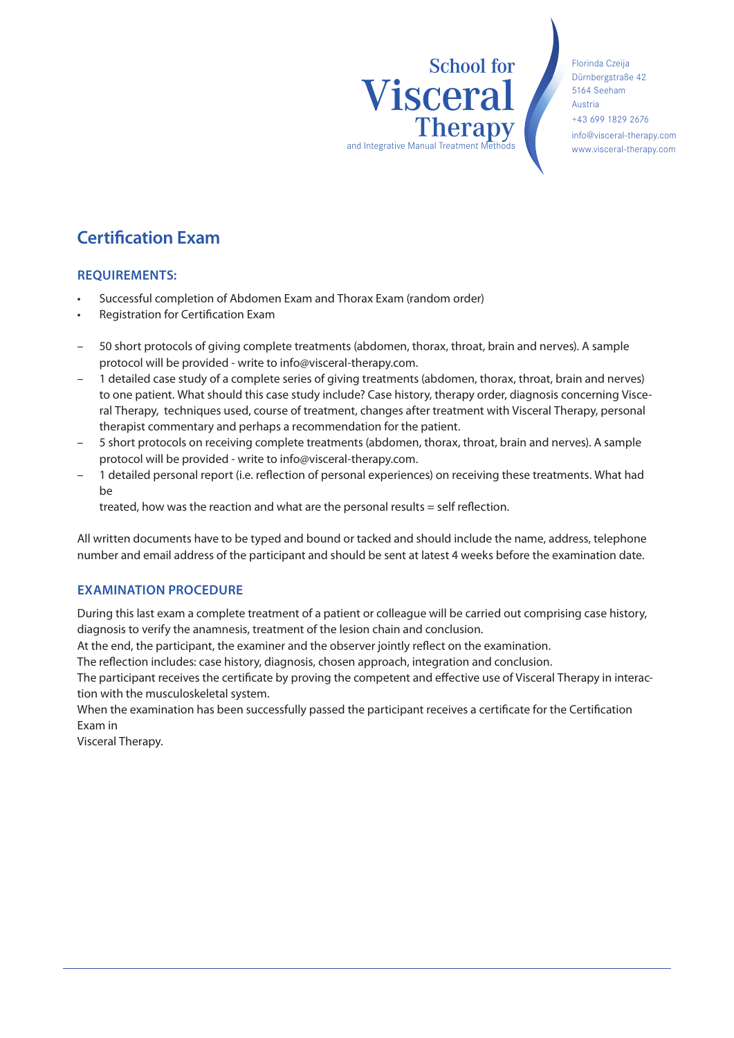School for
Visceral
Therapy
and Integrative Manual Treatment Methods

Florinda Czeija
Dürnbergstraße 42
5164 Seeham
Austria
+43 699 1829 2676
info@visceral-therapy.com
www.visceral-therapy.com

## Certification Exam

### REQUIREMENTS:

- Successful completion of Abdomen Exam and Thorax Exam (random order)
- Registration for Certification Exam

- 50 short protocols of giving complete treatments (abdomen, thorax, throat, brain and nerves). A sample protocol will be provided - write to info@visceral-therapy.com.
- 1 detailed case study of a complete series of giving treatments (abdomen, thorax, throat, brain and nerves) to one patient. What should this case study include? Case history, therapy order, diagnosis concerning Visceral Therapy, techniques used, course of treatment, changes after treatment with Visceral Therapy, personal therapist commentary and perhaps a recommendation for the patient.
- 5 short protocols on receiving complete treatments (abdomen, thorax, throat, brain and nerves). A sample protocol will be provided - write to info@visceral-therapy.com.
- 1 detailed personal report (i.e. reflection of personal experiences) on receiving these treatments. What had be treated, how was the reaction and what are the personal results = self reflection.

All written documents have to be typed and bound or tacked and should include the name, address, telephone number and email address of the participant and should be sent at latest 4 weeks before the examination date.

### EXAMINATION PROCEDURE

During this last exam a complete treatment of a patient or colleague will be carried out comprising case history, diagnosis to verify the anamnesis, treatment of the lesion chain and conclusion.
At the end, the participant, the examiner and the observer jointly reflect on the examination.
The reflection includes: case history, diagnosis, chosen approach, integration and conclusion.
The participant receives the certificate by proving the competent and effective use of Visceral Therapy in interaction with the musculoskeletal system.
When the examination has been successfully passed the participant receives a certificate for the Certification Exam in Visceral Therapy.